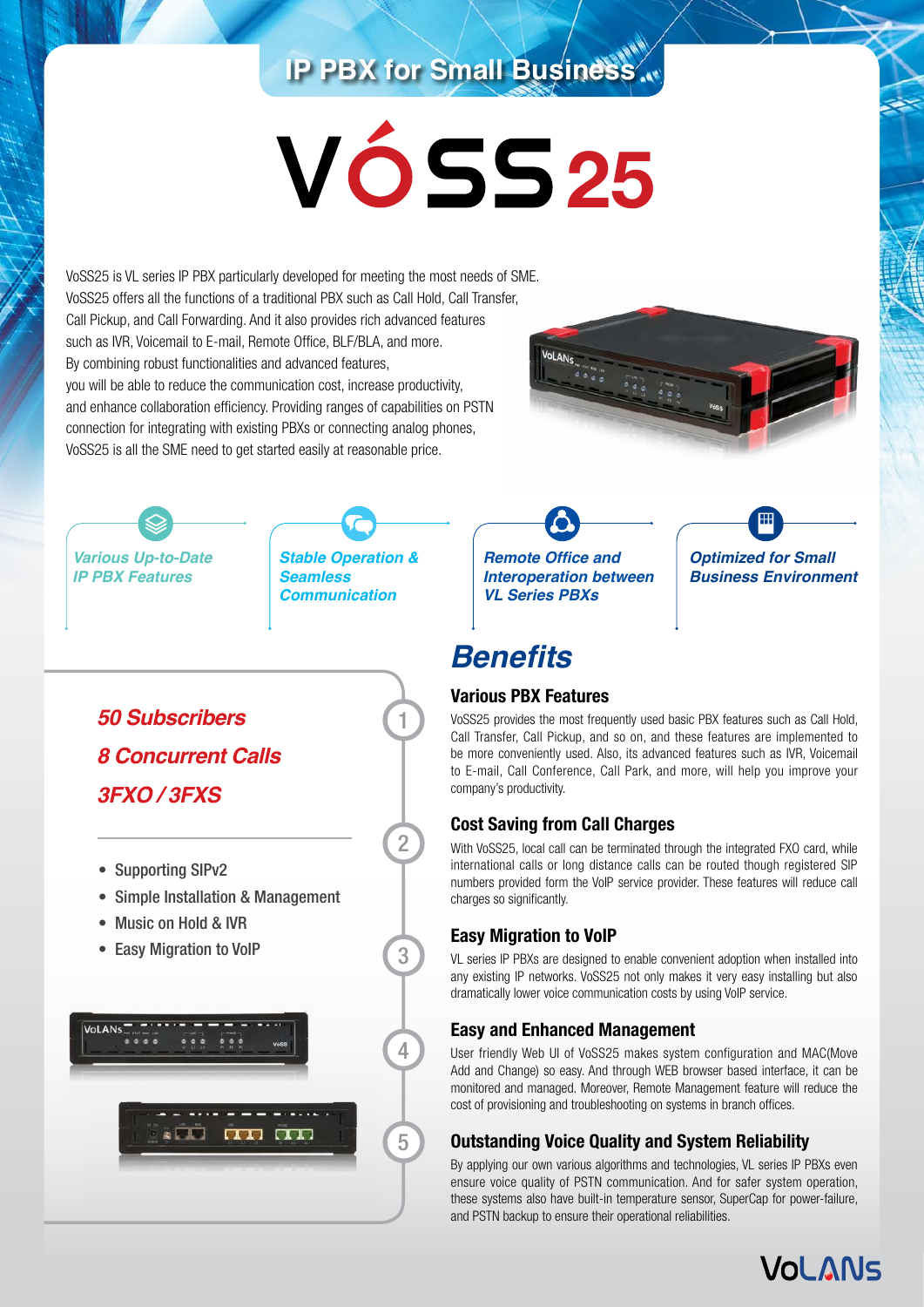## IP PBX for Small Business

# VoSS25

VoSS25 is VL series IP PBX particularly developed for meeting the most needs of SME. VoSS25 offers all the functions of a traditional PBX such as Call Hold, Call Transfer, Call Pickup, and Call Forwarding. And it also provides rich advanced features such as IVR, Voicemail to E-mail, Remote Office, BLF/BLA, and more. By combining robust functionalities and advanced features, you will be able to reduce the communication cost, increase productivity, and enhance collaboration efficiency. Providing ranges of capabilities on PSTN connection for integrating with existing PBXs or connecting analog phones, VoSS25 is all the SME need to get started easily at reasonable price.

*Various Up-to-Date IP PBX Features*

*Stable Operation & Seamless Communication*

*Remote Office and Interoperation between VL Series PBXs*

*Optimized for Small Business Environment*

*50 Subscribers*

*8 Concurrent Calls*

*3FXO / 3FXS*

- Supporting SIPv2
- Simple Installation & Management
- Music on Hold & IVR
- Easy Migration to VoIP

## Benefits

### Various PBX Features

VoSS25 provides the most frequently used basic PBX features such as Call Hold, Call Transfer, Call Pickup, and so on, and these features are implemented to be more conveniently used. Also, its advanced features such as IVR, Voicemail to E-mail, Call Conference, Call Park, and more, will help you improve your company's productivity.

### Cost Saving from Call Charges

With VoSS25, local call can be terminated through the integrated FXO card, while international calls or long distance calls can be routed though registered SIP numbers provided form the VoIP service provider. These features will reduce call charges so significantly.

### Easy Migration to VoIP

VL series IP PBXs are designed to enable convenient adoption when installed into any existing IP networks. VoSS25 not only makes it very easy installing but also dramatically lower voice communication costs by using VoIP service.

### Easy and Enhanced Management

User friendly Web UI of VoSS25 makes system configuration and MAC(Move Add and Change) so easy. And through WEB browser based interface, it can be monitored and managed. Moreover, Remote Management feature will reduce the cost of provisioning and troubleshooting on systems in branch offices.

### Outstanding Voice Quality and System Reliability

By applying our own various algorithms and technologies, VL series IP PBXs even ensure voice quality of PSTN communication. And for safer system operation, these systems also have built-in temperature sensor, SuperCap for power-failure, and PSTN backup to ensure their operational reliabilities.

VoLANs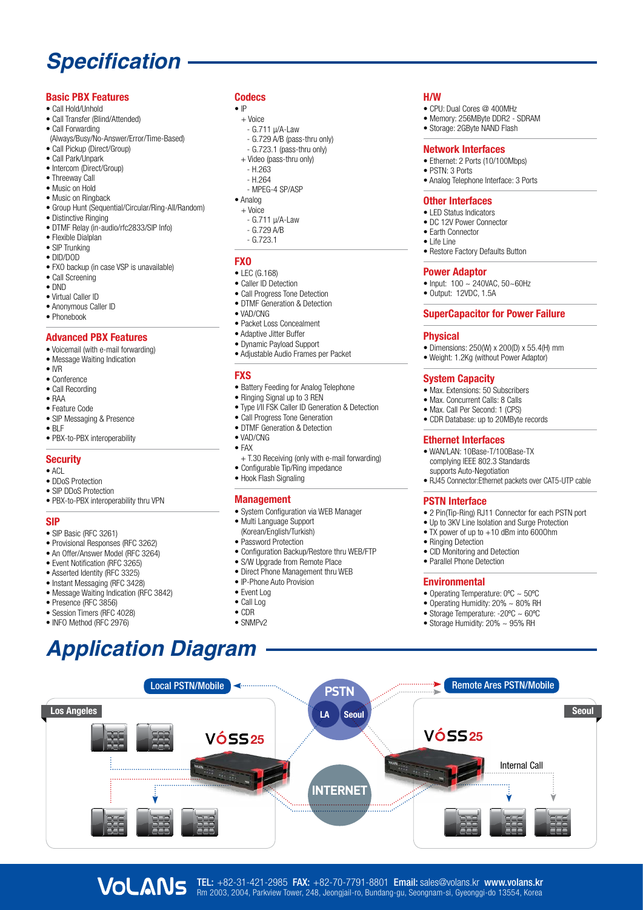# Specification

## Basic PBX Features

- Call Hold/Unhold
- Call Transfer (Blind/Attended)
- Call Forwarding (Always/Busy/No-Answer/Error/Time-Based)
- Call Pickup (Direct/Group)
- Call Park/Unpark
- Intercom (Direct/Group)
- Threeway Call
- Music on Hold
- Music on Ringback
- Group Hunt (Sequential/Circular/Ring-All/Random)
- Distinctive Ringing
- DTMF Relay (in-audio/rfc2833/SIP Info)
- Flexible Dialplan
- SIP Trunking
- DID/DOD
- FXO backup (in case VSP is unavailable)
- Call Screening
- DND
- Virtual Caller ID
- Anonymous Caller ID
- Phonebook

## Advanced PBX Features

- Voicemail (with e-mail forwarding)
- Message Waiting Indication
- IVR
- Conference
- Call Recording
- RAA
- Feature Code
- SIP Messaging & Presence
- BLF
- PBX-to-PBX interoperability

## Security

- ACL
- DDoS Protection
- SIP DDoS Protection
- PBX-to-PBX interoperability thru VPN

## SIP

- SIP Basic (RFC 3261)
- Provisional Responses (RFC 3262)
- An Offer/Answer Model (RFC 3264)
- Event Notification (RFC 3265)
- Asserted Identity (RFC 3325)
- Instant Messaging (RFC 3428)
- Message Waiting Indication (RFC 3842)
- Presence (RFC 3856)
- Session Timers (RFC 4028)
- INFO Method (RFC 2976)

## Codecs

- IP
  + Voice
    - G.711 μ/A-Law
    - G.729 A/B (pass-thru only)
    - G.723.1 (pass-thru only)
  + Video (pass-thru only)
    - H.263
    - H.264
    - MPEG-4 SP/ASP
- Analog
  + Voice
    - G.711 μ/A-Law
    - G.729 A/B
    - G.723.1

## FXO

- LEC (G.168)
- Caller ID Detection
- Call Progress Tone Detection
- DTMF Generation & Detection
- VAD/CNG
- Packet Loss Concealment
- Adaptive Jitter Buffer
- Dynamic Payload Support
- Adjustable Audio Frames per Packet

## FXS

- Battery Feeding for Analog Telephone
- Ringing Signal up to 3 REN
- Type I/II FSK Caller ID Generation & Detection
- Call Progress Tone Generation
- DTMF Generation & Detection
- VAD/CNG
- FAX
  + T.30 Receiving (only with e-mail forwarding)
- Configurable Tip/Ring impedance
- Hook Flash Signaling

## Management

- System Configuration via WEB Manager
- Multi Language Support (Korean/English/Turkish)
- Password Protection
- Configuration Backup/Restore thru WEB/FTP
- S/W Upgrade from Remote Place
- Direct Phone Management thru WEB
- IP-Phone Auto Provision
- Event Log
- Call Log
- CDR
- SNMPv2

## H/W

- CPU: Dual Cores @ 400MHz
- Memory: 256MByte DDR2 - SDRAM
- Storage: 2GByte NAND Flash

## Network Interfaces

- Ethernet: 2 Ports (10/100Mbps)
- PSTN: 3 Ports
- Analog Telephone Interface: 3 Ports

## Other Interfaces

- LED Status Indicators
- DC 12V Power Connector
- Earth Connector
- Life Line
- Restore Factory Defaults Button

## Power Adaptor

- Input: 100 ~ 240VAC, 50~60Hz
- Output: 12VDC, 1.5A

## SuperCapacitor for Power Failure

## Physical

- Dimensions: 250(W) x 200(D) x 55.4(H) mm
- Weight: 1.2Kg (without Power Adaptor)

## System Capacity

- Max. Extensions: 50 Subscribers
- Max. Concurrent Calls: 8 Calls
- Max. Call Per Second: 1 (CPS)
- CDR Database: up to 20MByte records

## Ethernet Interfaces

- WAN/LAN: 10Base-T/100Base-TX complying IEEE 802.3 Standards supports Auto-Negotiation
- RJ45 Connector:Ethernet packets over CAT5-UTP cable

## PSTN Interface

- 2 Pin(Tip-Ring) RJ11 Connector for each PSTN port
- Up to 3KV Line Isolation and Surge Protection
- TX power of up to +10 dBm into 600Ohm
- Ringing Detection
- CID Monitoring and Detection
- Parallel Phone Detection

## Environmental

- Operating Temperature: 0ºC ~ 50ºC
- Operating Humidity: 20% ~ 80% RH
- Storage Temperature: -20ºC ~ 60ºC
- Storage Humidity: 20% ~ 95% RH

# Application Diagram

Local PSTN/Mobile

PSTN

LA

Seoul

Remote Ares PSTN/Mobile

Los Angeles

Seoul

VOSS25

VOSS25

Internal Call

INTERNET

---

VoLANs **TEL:** +82-31-421-2985 **FAX:** +82-70-7791-8801 **Email:** sales@volans.kr **www.volans.kr**
Rm 2003, 2004, Parkview Tower, 248, Jeongjail-ro, Bundang-gu, Seongnam-si, Gyeonggi-do 13554, Korea